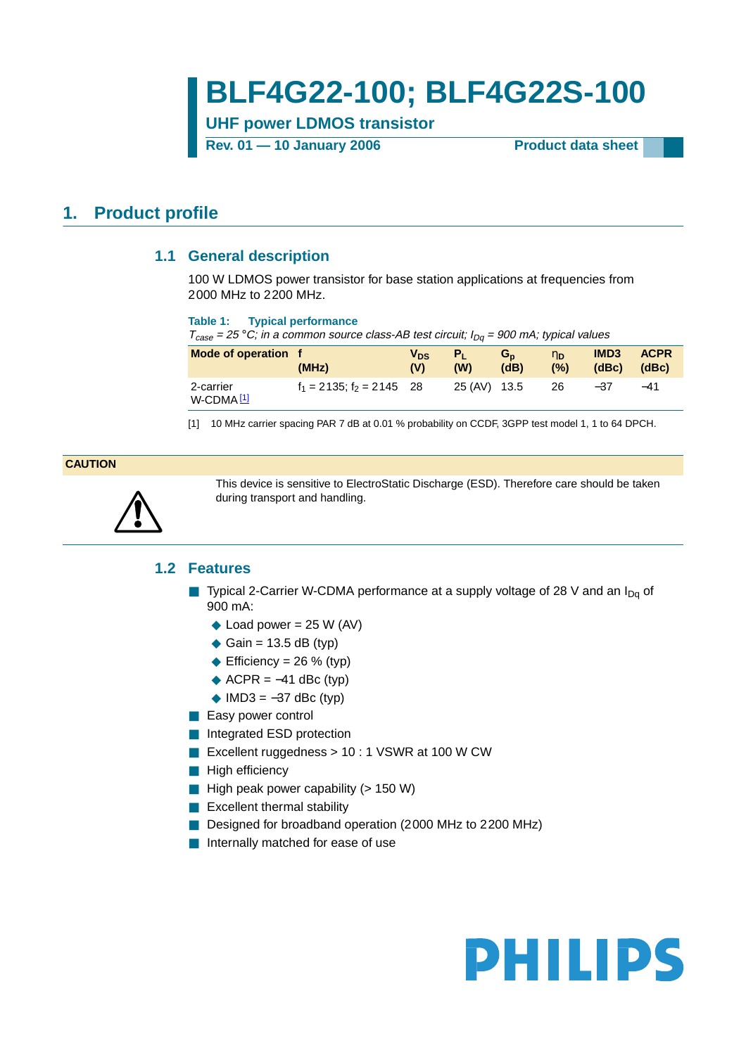# BLF4G22-100; BLF4G22S-100

**UHF power LDMOS transistor**

**Rev. 01 — 10 January 2006** **Product data sheet**

## 1. Product profile

### 1.1 General description

100 W LDMOS power transistor for base station applications at frequencies from 2000 MHz to 2200 MHz.

**Table 1: Typical performance**

*$T_{case}$ = 25 °C; in a common source class-AB test circuit; $I_{Dq}$ = 900 mA; typical values*

| Mode of operation | f (MHz) | $V_{DS}$ (V) | $P_L$ (W) | $G_p$ (dB) | $\eta_D$ (%) | IMD3 (dBc) | ACPR (dBc) |
|---|---|---|---|---|---|---|---|
| 2-carrier W-CDMA [1] | $f_1$ = 2135; $f_2$ = 2145 | 28 | 25 (AV) | 13.5 | 26 | −37 | −41 |

[1] 10 MHz carrier spacing PAR 7 dB at 0.01 % probability on CCDF, 3GPP test model 1, 1 to 64 DPCH.

**CAUTION**

This device is sensitive to ElectroStatic Discharge (ESD). Therefore care should be taken during transport and handling.

### 1.2 Features

- Typical 2-Carrier W-CDMA performance at a supply voltage of 28 V and an $I_{Dq}$ of 900 mA:
  - Load power = 25 W (AV)
  - Gain = 13.5 dB (typ)
  - Efficiency = 26 % (typ)
  - ACPR = −41 dBc (typ)
  - IMD3 = −37 dBc (typ)
- Easy power control
- Integrated ESD protection
- Excellent ruggedness > 10 : 1 VSWR at 100 W CW
- High efficiency
- High peak power capability (> 150 W)
- Excellent thermal stability
- Designed for broadband operation (2000 MHz to 2200 MHz)
- Internally matched for ease of use

PHILIPS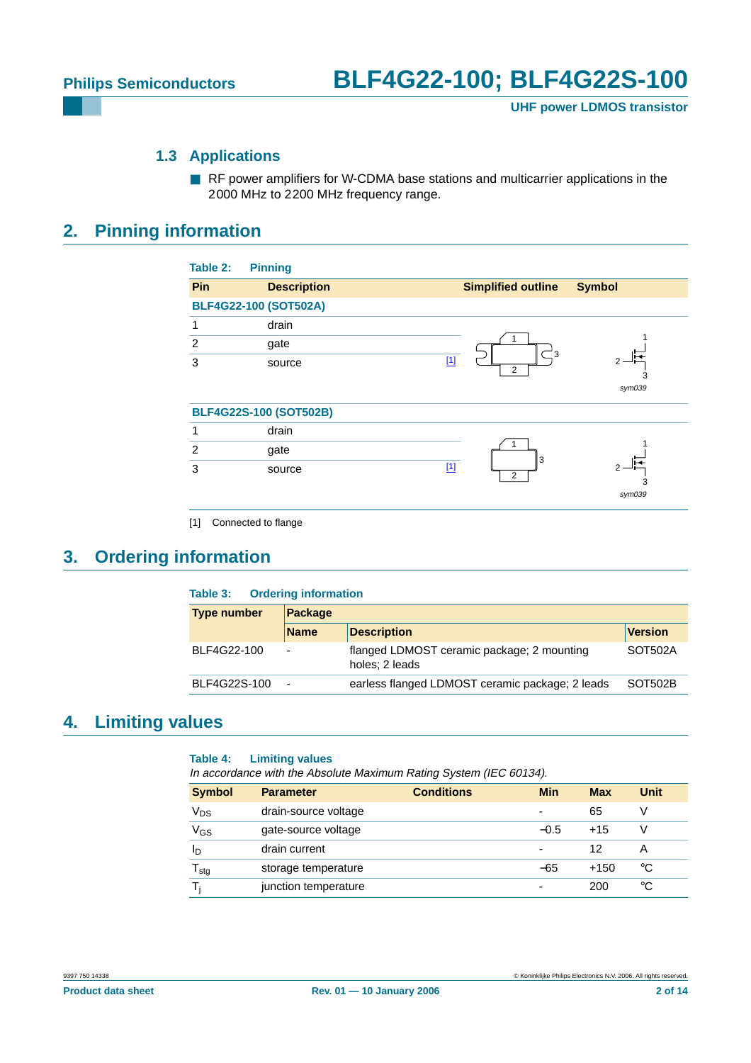### 1.3 Applications

- RF power amplifiers for W-CDMA base stations and multicarrier applications in the 2000 MHz to 2200 MHz frequency range.

## 2. Pinning information

**Table 2: Pinning**

| Pin | Description | | Simplified outline | Symbol |
|---|---|---|---|---|
| **BLF4G22-100 (SOT502A)** | | | | |
| 1 | drain | | | |
| 2 | gate | | | |
| 3 | source | [1] | | sym039 |
| **BLF4G22S-100 (SOT502B)** | | | | |
| 1 | drain | | | |
| 2 | gate | | | |
| 3 | source | [1] | | sym039 |

[1] Connected to flange

## 3. Ordering information

**Table 3: Ordering information**

| Type number | Package | | |
|---|---|---|---|
| | Name | Description | Version |
| BLF4G22-100 | - | flanged LDMOST ceramic package; 2 mounting holes; 2 leads | SOT502A |
| BLF4G22S-100 | - | earless flanged LDMOST ceramic package; 2 leads | SOT502B |

## 4. Limiting values

**Table 4: Limiting values**

*In accordance with the Absolute Maximum Rating System (IEC 60134).*

| Symbol | Parameter | Conditions | Min | Max | Unit |
|---|---|---|---|---|---|
| $V_{DS}$ | drain-source voltage | | - | 65 | V |
| $V_{GS}$ | gate-source voltage | | −0.5 | +15 | V |
| $I_D$ | drain current | | - | 12 | A |
| $T_{stg}$ | storage temperature | | −65 | +150 | °C |
| $T_j$ | junction temperature | | - | 200 | °C |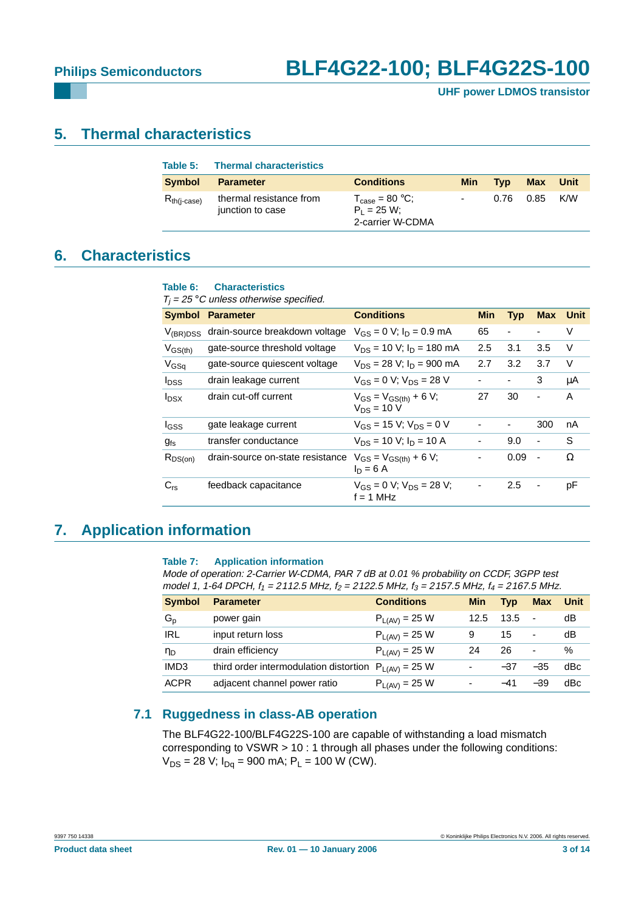## 5. Thermal characteristics

**Table 5: Thermal characteristics**

| Symbol | Parameter | Conditions | Min | Typ | Max | Unit |
|---|---|---|---|---|---|---|
| $R_{th(j-case)}$ | thermal resistance from junction to case | $T_{case}$ = 80 °C; $P_L$ = 25 W; 2-carrier W-CDMA | - | 0.76 | 0.85 | K/W |

## 6. Characteristics

**Table 6: Characteristics**

*$T_j$ = 25 °C unless otherwise specified.*

| Symbol | Parameter | Conditions | Min | Typ | Max | Unit |
|---|---|---|---|---|---|---|
| $V_{(BR)DSS}$ | drain-source breakdown voltage | $V_{GS}$ = 0 V; $I_D$ = 0.9 mA | 65 | - | - | V |
| $V_{GS(th)}$ | gate-source threshold voltage | $V_{DS}$ = 10 V; $I_D$ = 180 mA | 2.5 | 3.1 | 3.5 | V |
| $V_{GSq}$ | gate-source quiescent voltage | $V_{DS}$ = 28 V; $I_D$ = 900 mA | 2.7 | 3.2 | 3.7 | V |
| $I_{DSS}$ | drain leakage current | $V_{GS}$ = 0 V; $V_{DS}$ = 28 V | - | - | 3 | μA |
| $I_{DSX}$ | drain cut-off current | $V_{GS}$ = $V_{GS(th)}$ + 6 V; $V_{DS}$ = 10 V | 27 | 30 | - | A |
| $I_{GSS}$ | gate leakage current | $V_{GS}$ = 15 V; $V_{DS}$ = 0 V | - | - | 300 | nA |
| $g_{fs}$ | transfer conductance | $V_{DS}$ = 10 V; $I_D$ = 10 A | - | 9.0 | - | S |
| $R_{DS(on)}$ | drain-source on-state resistance | $V_{GS}$ = $V_{GS(th)}$ + 6 V; $I_D$ = 6 A | - | 0.09 | - | Ω |
| $C_{rs}$ | feedback capacitance | $V_{GS}$ = 0 V; $V_{DS}$ = 28 V; f = 1 MHz | - | 2.5 | - | pF |

## 7. Application information

**Table 7: Application information**

*Mode of operation: 2-Carrier W-CDMA, PAR 7 dB at 0.01 % probability on CCDF, 3GPP test model 1, 1-64 DPCH, $f_1$ = 2112.5 MHz, $f_2$ = 2122.5 MHz, $f_3$ = 2157.5 MHz, $f_4$ = 2167.5 MHz.*

| Symbol | Parameter | Conditions | Min | Typ | Max | Unit |
|---|---|---|---|---|---|---|
| $G_p$ | power gain | $P_{L(AV)}$ = 25 W | 12.5 | 13.5 | - | dB |
| IRL | input return loss | $P_{L(AV)}$ = 25 W | 9 | 15 | - | dB |
| $\eta_D$ | drain efficiency | $P_{L(AV)}$ = 25 W | 24 | 26 | - | % |
| IMD3 | third order intermodulation distortion | $P_{L(AV)}$ = 25 W | - | −37 | −35 | dBc |
| ACPR | adjacent channel power ratio | $P_{L(AV)}$ = 25 W | - | −41 | −39 | dBc |

### 7.1 Ruggedness in class-AB operation

The BLF4G22-100/BLF4G22S-100 are capable of withstanding a load mismatch corresponding to VSWR > 10 : 1 through all phases under the following conditions: $V_{DS}$ = 28 V; $I_{Dq}$ = 900 mA; $P_L$ = 100 W (CW).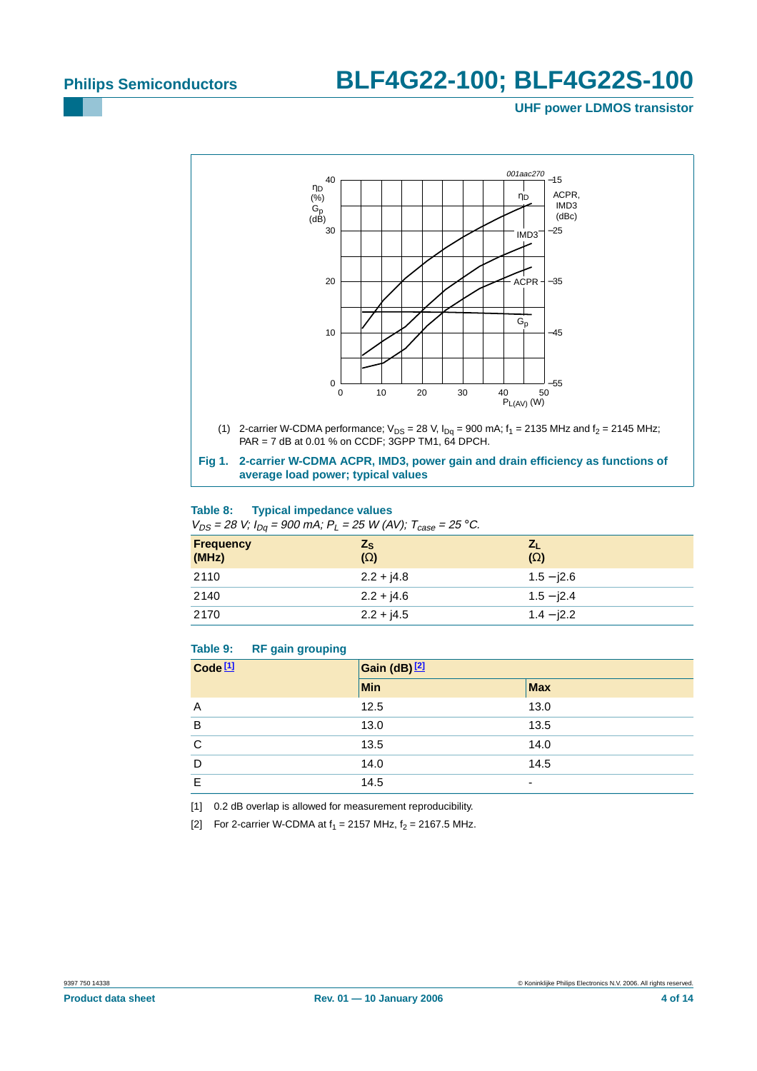(1) 2-carrier W-CDMA performance; $V_{DS}$ = 28 V, $I_{Dq}$ = 900 mA; $f_1$ = 2135 MHz and $f_2$ = 2145 MHz; PAR = 7 dB at 0.01 % on CCDF; 3GPP TM1, 64 DPCH.

**Fig 1. 2-carrier W-CDMA ACPR, IMD3, power gain and drain efficiency as functions of average load power; typical values**

**Table 8: Typical impedance values**

*$V_{DS}$ = 28 V; $I_{Dq}$ = 900 mA; $P_L$ = 25 W (AV); $T_{case}$ = 25 °C.*

| Frequency (MHz) | $Z_S$ (Ω) | $Z_L$ (Ω) |
|---|---|---|
| 2110 | 2.2 + j4.8 | 1.5 −j2.6 |
| 2140 | 2.2 + j4.6 | 1.5 −j2.4 |
| 2170 | 2.2 + j4.5 | 1.4 −j2.2 |

**Table 9: RF gain grouping**

| Code [1] | Gain (dB) [2] | |
|---|---|---|
| | Min | Max |
| A | 12.5 | 13.0 |
| B | 13.0 | 13.5 |
| C | 13.5 | 14.0 |
| D | 14.0 | 14.5 |
| E | 14.5 | - |

[1] 0.2 dB overlap is allowed for measurement reproducibility.

[2] For 2-carrier W-CDMA at $f_1$ = 2157 MHz, $f_2$ = 2167.5 MHz.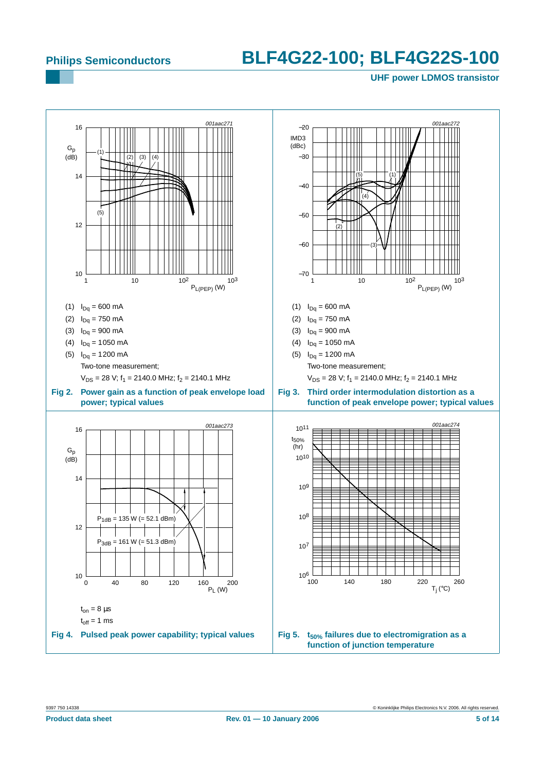(1) $I_{Dq}$ = 600 mA

(2) $I_{Dq}$ = 750 mA

(3) $I_{Dq}$ = 900 mA

(4) $I_{Dq}$ = 1050 mA

(5) $I_{Dq}$ = 1200 mA

Two-tone measurement;

$V_{DS}$ = 28 V; $f_1$ = 2140.0 MHz; $f_2$ = 2140.1 MHz

**Fig 2. Power gain as a function of peak envelope load power; typical values**

(1) $I_{Dq}$ = 600 mA

(2) $I_{Dq}$ = 750 mA

(3) $I_{Dq}$ = 900 mA

(4) $I_{Dq}$ = 1050 mA

(5) $I_{Dq}$ = 1200 mA

Two-tone measurement;

$V_{DS}$ = 28 V; $f_1$ = 2140.0 MHz; $f_2$ = 2140.1 MHz

**Fig 3. Third order intermodulation distortion as a function of peak envelope power; typical values**

$P_{1dB}$ = 135 W (= 52.1 dBm)

$P_{3dB}$ = 161 W (= 51.3 dBm)

$t_{on}$ = 8 μs

$t_{off}$ = 1 ms

**Fig 4. Pulsed peak power capability; typical values**

**Fig 5. $t_{50\%}$ failures due to electromigration as a function of junction temperature**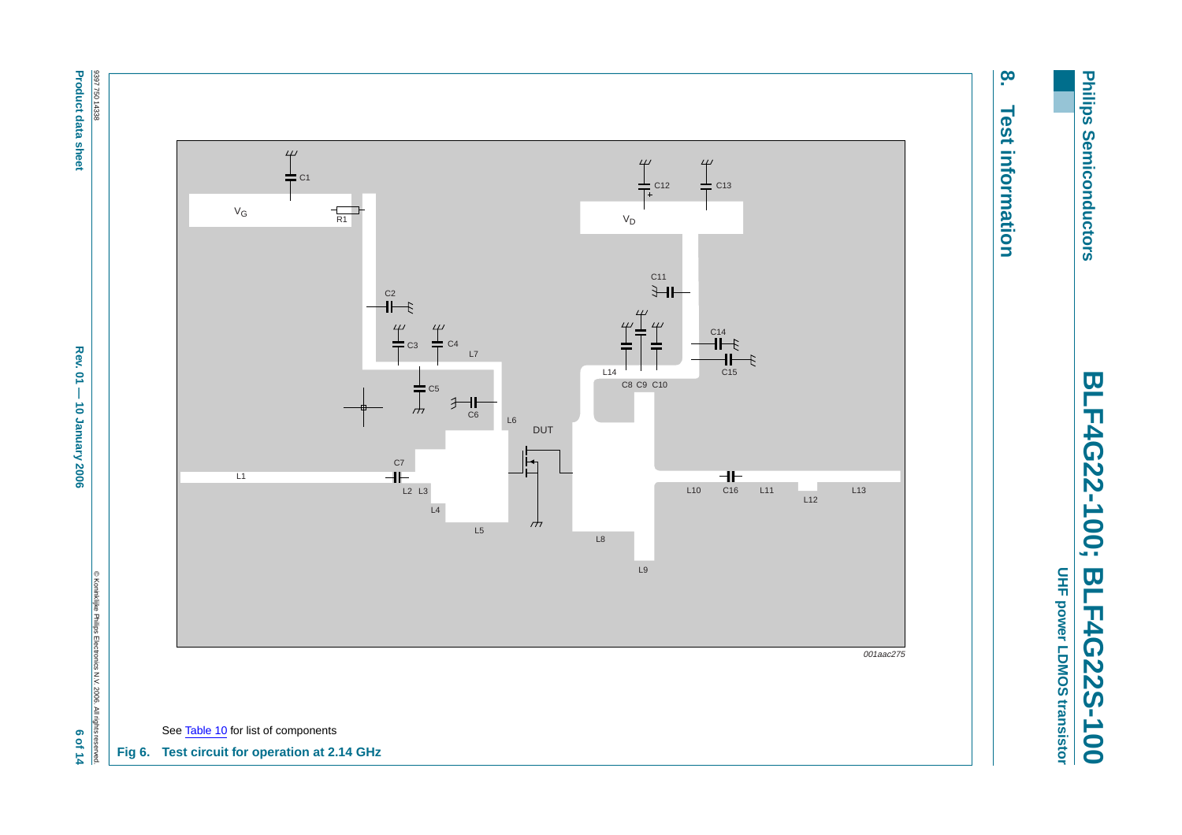## 8. Test information

See Table 10 for list of components

**Fig 6. Test circuit for operation at 2.14 GHz**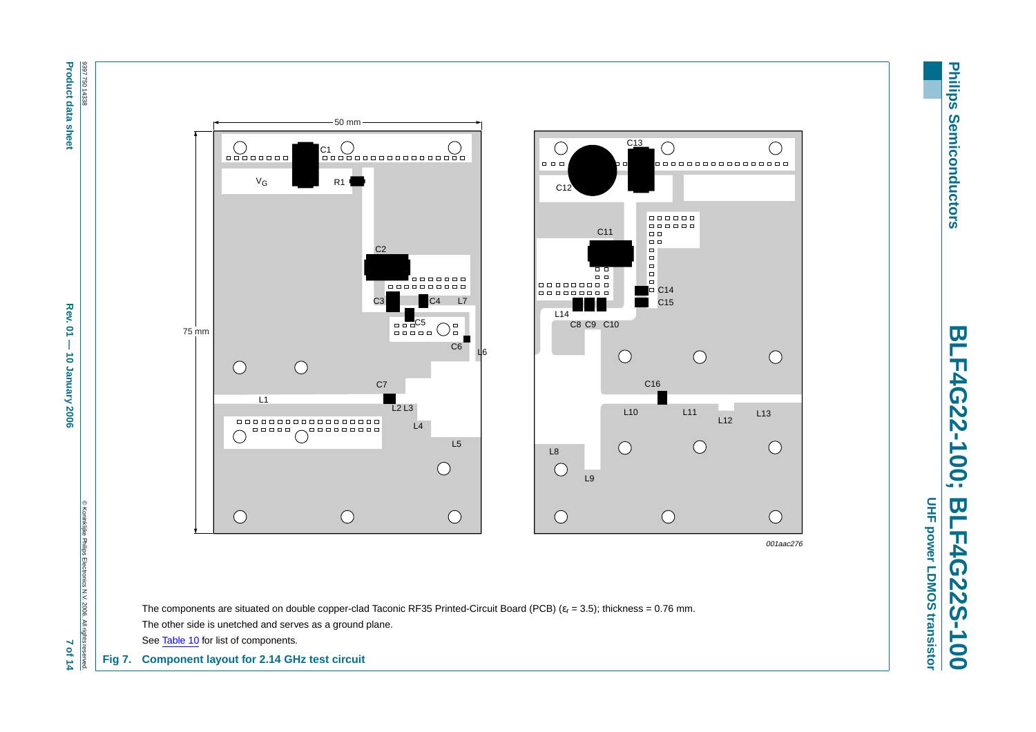The components are situated on double copper-clad Taconic RF35 Printed-Circuit Board (PCB) ($\varepsilon_r$ = 3.5); thickness = 0.76 mm.

The other side is unetched and serves as a ground plane.

See Table 10 for list of components.

**Fig 7. Component layout for 2.14 GHz test circuit**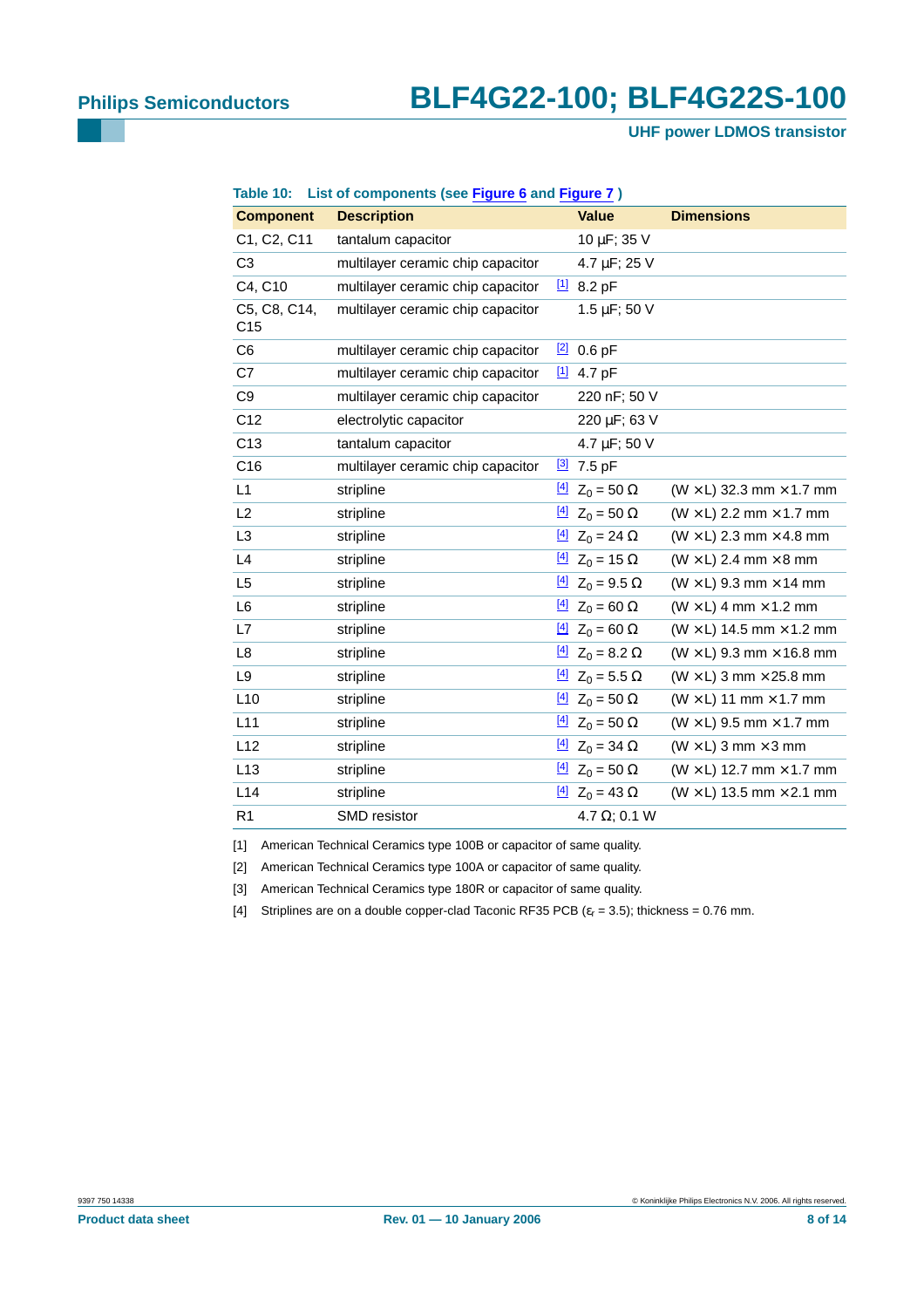**Table 10: List of components (see Figure 6 and Figure 7 )**

| Component | Description | | Value | Dimensions |
|---|---|---|---|---|
| C1, C2, C11 | tantalum capacitor | | 10 μF; 35 V | |
| C3 | multilayer ceramic chip capacitor | | 4.7 μF; 25 V | |
| C4, C10 | multilayer ceramic chip capacitor | [1] | 8.2 pF | |
| C5, C8, C14, C15 | multilayer ceramic chip capacitor | | 1.5 μF; 50 V | |
| C6 | multilayer ceramic chip capacitor | [2] | 0.6 pF | |
| C7 | multilayer ceramic chip capacitor | [1] | 4.7 pF | |
| C9 | multilayer ceramic chip capacitor | | 220 nF; 50 V | |
| C12 | electrolytic capacitor | | 220 μF; 63 V | |
| C13 | tantalum capacitor | | 4.7 μF; 50 V | |
| C16 | multilayer ceramic chip capacitor | [3] | 7.5 pF | |
| L1 | stripline | [4] | $Z_0$ = 50 Ω | (W × L) 32.3 mm × 1.7 mm |
| L2 | stripline | [4] | $Z_0$ = 50 Ω | (W × L) 2.2 mm × 1.7 mm |
| L3 | stripline | [4] | $Z_0$ = 24 Ω | (W × L) 2.3 mm × 4.8 mm |
| L4 | stripline | [4] | $Z_0$ = 15 Ω | (W × L) 2.4 mm × 8 mm |
| L5 | stripline | [4] | $Z_0$ = 9.5 Ω | (W × L) 9.3 mm × 14 mm |
| L6 | stripline | [4] | $Z_0$ = 60 Ω | (W × L) 4 mm × 1.2 mm |
| L7 | stripline | [4] | $Z_0$ = 60 Ω | (W × L) 14.5 mm × 1.2 mm |
| L8 | stripline | [4] | $Z_0$ = 8.2 Ω | (W × L) 9.3 mm × 16.8 mm |
| L9 | stripline | [4] | $Z_0$ = 5.5 Ω | (W × L) 3 mm × 25.8 mm |
| L10 | stripline | [4] | $Z_0$ = 50 Ω | (W × L) 11 mm × 1.7 mm |
| L11 | stripline | [4] | $Z_0$ = 50 Ω | (W × L) 9.5 mm × 1.7 mm |
| L12 | stripline | [4] | $Z_0$ = 34 Ω | (W × L) 3 mm × 3 mm |
| L13 | stripline | [4] | $Z_0$ = 50 Ω | (W × L) 12.7 mm × 1.7 mm |
| L14 | stripline | [4] | $Z_0$ = 43 Ω | (W × L) 13.5 mm × 2.1 mm |
| R1 | SMD resistor | | 4.7 Ω; 0.1 W | |

[1] American Technical Ceramics type 100B or capacitor of same quality.

[2] American Technical Ceramics type 100A or capacitor of same quality.

[3] American Technical Ceramics type 180R or capacitor of same quality.

[4] Striplines are on a double copper-clad Taconic RF35 PCB ($\varepsilon_r$ = 3.5); thickness = 0.76 mm.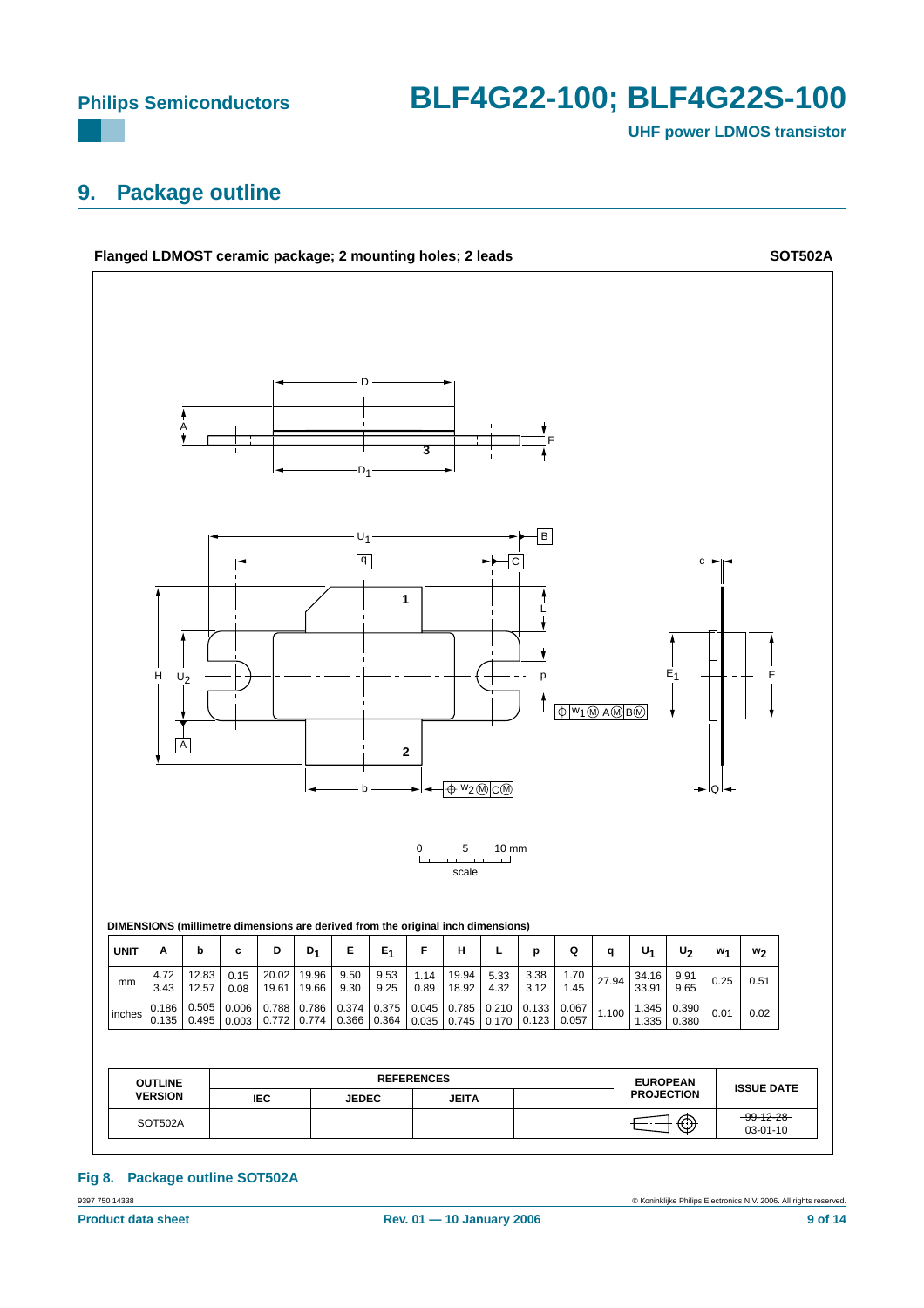## 9. Package outline

**Flanged LDMOST ceramic package; 2 mounting holes; 2 leads** **SOT502A**

DIMENSIONS (millimetre dimensions are derived from the original inch dimensions)

| UNIT | A | b | c | D | $D_1$ | E | $E_1$ | F | H | L | p | Q | q | $U_1$ | $U_2$ | $w_1$ | $w_2$ |
|---|---|---|---|---|---|---|---|---|---|---|---|---|---|---|---|---|---|
| mm | 4.72 3.43 | 12.83 12.57 | 0.15 0.08 | 20.02 19.61 | 19.96 19.66 | 9.50 9.30 | 9.53 9.25 | 1.14 0.89 | 19.94 18.92 | 5.33 4.32 | 3.38 3.12 | 1.70 1.45 | 27.94 | 34.16 33.91 | 9.91 9.65 | 0.25 | 0.51 |
| inches | 0.186 0.135 | 0.505 0.495 | 0.006 0.003 | 0.788 0.772 | 0.786 0.774 | 0.374 0.366 | 0.375 0.364 | 0.045 0.035 | 0.785 0.745 | 0.210 0.170 | 0.133 0.123 | 0.067 0.057 | 1.100 | 1.345 1.335 | 0.390 0.380 | 0.01 | 0.02 |

| OUTLINE VERSION | REFERENCES | | | | EUROPEAN PROJECTION | ISSUE DATE |
|---|---|---|---|---|---|---|
| | IEC | JEDEC | JEITA | | | |
| SOT502A | | | | | | ~~99-12-28~~ 03-01-10 |

**Fig 8. Package outline SOT502A**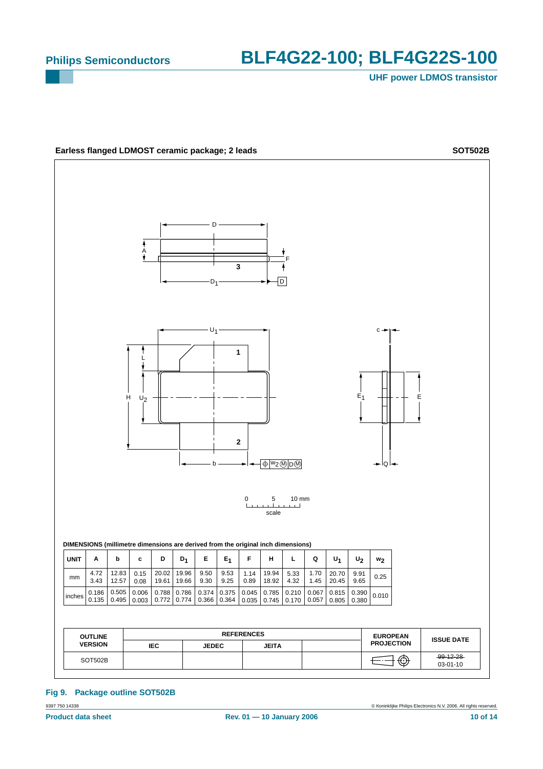**Earless flanged LDMOST ceramic package; 2 leads** **SOT502B**

DIMENSIONS (millimetre dimensions are derived from the original inch dimensions)

| UNIT | A | b | c | D | $D_1$ | E | $E_1$ | F | H | L | Q | $U_1$ | $U_2$ | $w_2$ |
|---|---|---|---|---|---|---|---|---|---|---|---|---|---|---|
| mm | 4.72<br>3.43 | 12.83<br>12.57 | 0.15<br>0.08 | 20.02<br>19.61 | 19.96<br>19.66 | 9.50<br>9.30 | 9.53<br>9.25 | 1.14<br>0.89 | 19.94<br>18.92 | 5.33<br>4.32 | 1.70<br>1.45 | 20.70<br>20.45 | 9.91<br>9.65 | 0.25 |
| inches | 0.186<br>0.135 | 0.505<br>0.495 | 0.006<br>0.003 | 0.788<br>0.772 | 0.786<br>0.774 | 0.374<br>0.366 | 0.375<br>0.364 | 0.045<br>0.035 | 0.785<br>0.745 | 0.210<br>0.170 | 0.067<br>0.057 | 0.815<br>0.805 | 0.390<br>0.380 | 0.010 |

| OUTLINE VERSION | REFERENCES | | | | EUROPEAN PROJECTION | ISSUE DATE |
|---|---|---|---|---|---|---|
| | IEC | JEDEC | JEITA | | | |
| SOT502B | | | | | | ~~99-12-28~~<br>03-01-10 |

**Fig 9. Package outline SOT502B**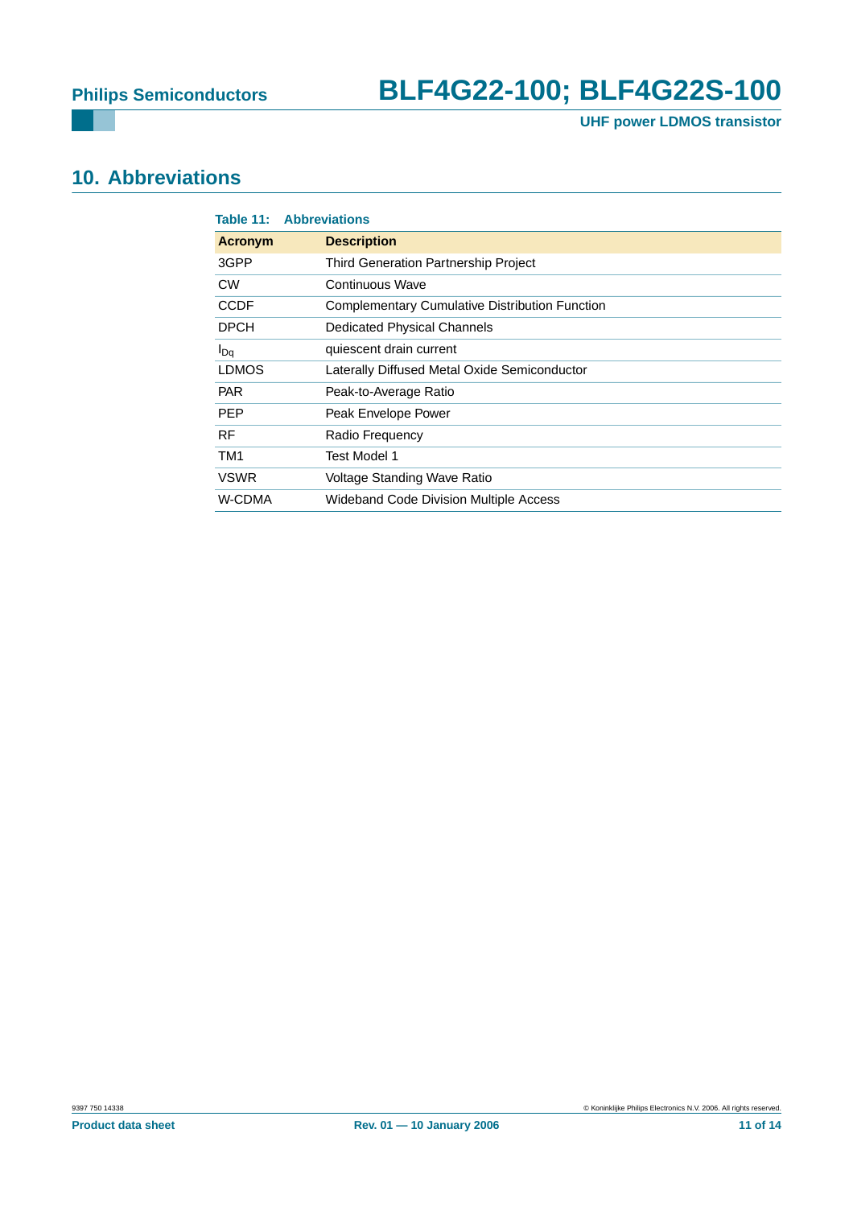## 10. Abbreviations

**Table 11: Abbreviations**

| Acronym | Description |
|---|---|
| 3GPP | Third Generation Partnership Project |
| CW | Continuous Wave |
| CCDF | Complementary Cumulative Distribution Function |
| DPCH | Dedicated Physical Channels |
| $I_{Dq}$ | quiescent drain current |
| LDMOS | Laterally Diffused Metal Oxide Semiconductor |
| PAR | Peak-to-Average Ratio |
| PEP | Peak Envelope Power |
| RF | Radio Frequency |
| TM1 | Test Model 1 |
| VSWR | Voltage Standing Wave Ratio |
| W-CDMA | Wideband Code Division Multiple Access |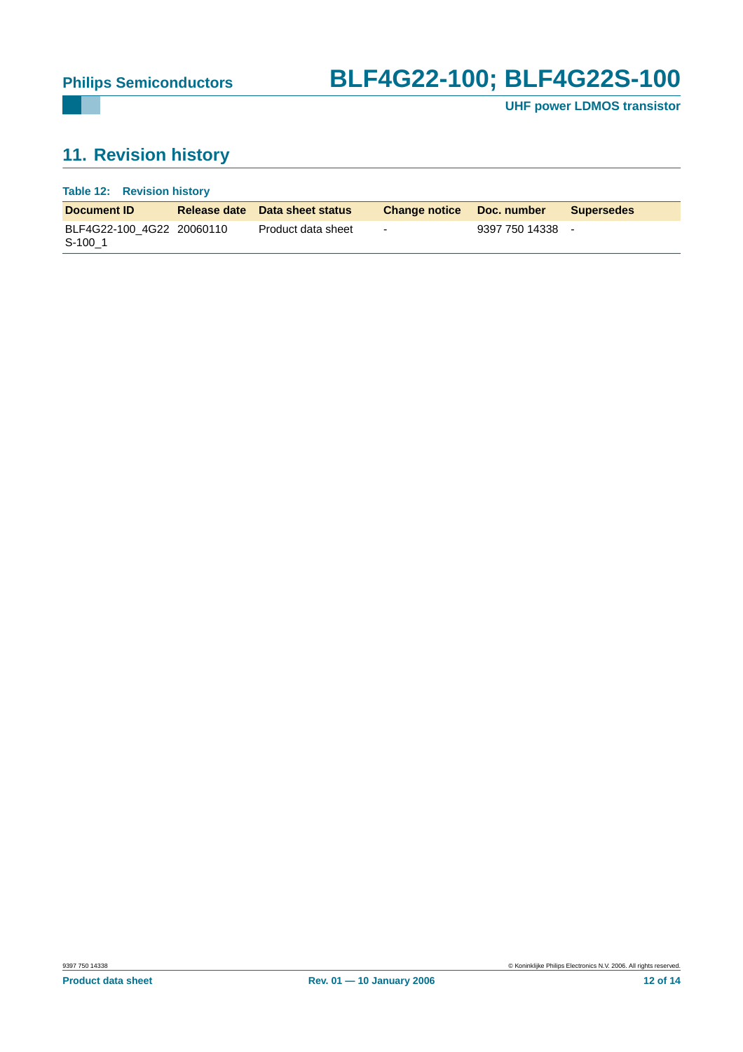## 11. Revision history

**Table 12: Revision history**

| Document ID | Release date | Data sheet status | Change notice | Doc. number | Supersedes |
|---|---|---|---|---|---|
| BLF4G22-100_4G22S-100_1 | 20060110 | Product data sheet | - | 9397 750 14338 | - |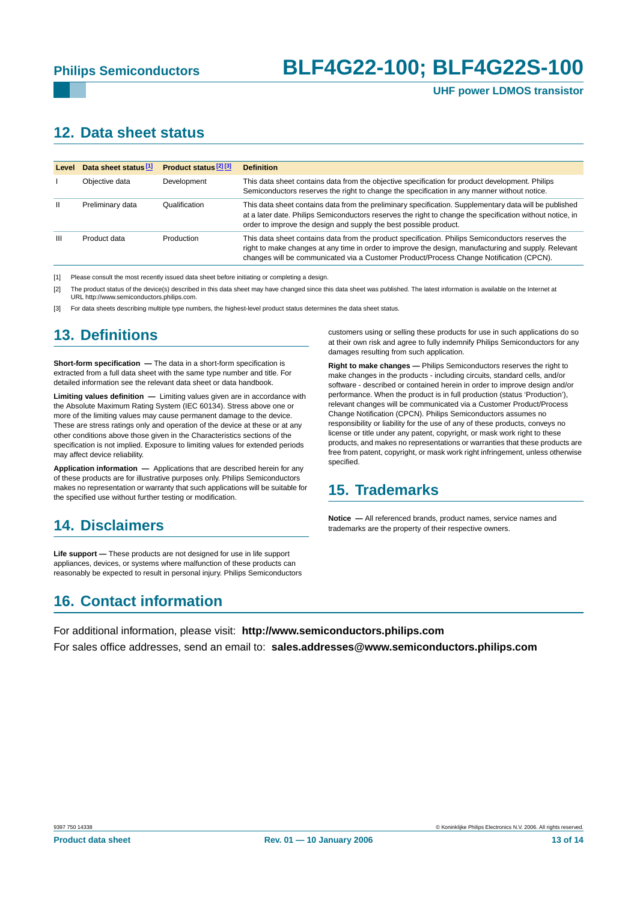## 12. Data sheet status

| Level | Data sheet status [1] | Product status [2] [3] | Definition |
|---|---|---|---|
| I | Objective data | Development | This data sheet contains data from the objective specification for product development. Philips Semiconductors reserves the right to change the specification in any manner without notice. |
| II | Preliminary data | Qualification | This data sheet contains data from the preliminary specification. Supplementary data will be published at a later date. Philips Semiconductors reserves the right to change the specification without notice, in order to improve the design and supply the best possible product. |
| III | Product data | Production | This data sheet contains data from the product specification. Philips Semiconductors reserves the right to make changes at any time in order to improve the design, manufacturing and supply. Relevant changes will be communicated via a Customer Product/Process Change Notification (CPCN). |

[1] Please consult the most recently issued data sheet before initiating or completing a design.

[2] The product status of the device(s) described in this data sheet may have changed since this data sheet was published. The latest information is available on the Internet at URL http://www.semiconductors.philips.com.

[3] For data sheets describing multiple type numbers, the highest-level product status determines the data sheet status.

## 13. Definitions

**Short-form specification —** The data in a short-form specification is extracted from a full data sheet with the same type number and title. For detailed information see the relevant data sheet or data handbook.

**Limiting values definition —** Limiting values given are in accordance with the Absolute Maximum Rating System (IEC 60134). Stress above one or more of the limiting values may cause permanent damage to the device. These are stress ratings only and operation of the device at these or at any other conditions above those given in the Characteristics sections of the specification is not implied. Exposure to limiting values for extended periods may affect device reliability.

**Application information —** Applications that are described herein for any of these products are for illustrative purposes only. Philips Semiconductors makes no representation or warranty that such applications will be suitable for the specified use without further testing or modification.

## 14. Disclaimers

**Life support —** These products are not designed for use in life support appliances, devices, or systems where malfunction of these products can reasonably be expected to result in personal injury. Philips Semiconductors customers using or selling these products for use in such applications do so at their own risk and agree to fully indemnify Philips Semiconductors for any damages resulting from such application.

**Right to make changes —** Philips Semiconductors reserves the right to make changes in the products - including circuits, standard cells, and/or software - described or contained herein in order to improve design and/or performance. When the product is in full production (status 'Production'), relevant changes will be communicated via a Customer Product/Process Change Notification (CPCN). Philips Semiconductors assumes no responsibility or liability for the use of any of these products, conveys no license or title under any patent, copyright, or mask work right to these products, and makes no representations or warranties that these products are free from patent, copyright, or mask work right infringement, unless otherwise specified.

## 15. Trademarks

**Notice —** All referenced brands, product names, service names and trademarks are the property of their respective owners.

## 16. Contact information

For additional information, please visit: **http://www.semiconductors.philips.com**

For sales office addresses, send an email to: **sales.addresses@www.semiconductors.philips.com**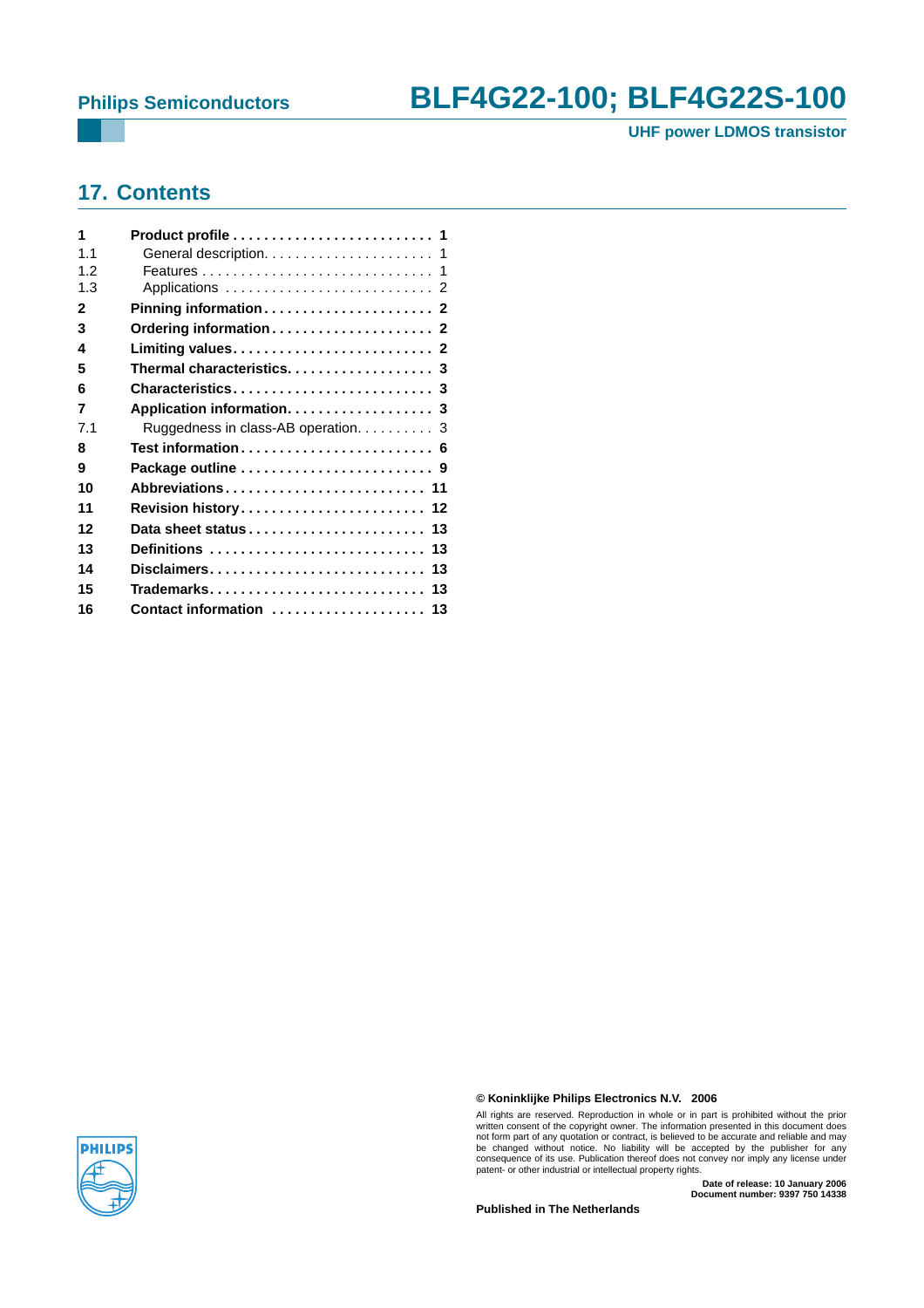## 17. Contents

| | | |
|---|---|---|
| **1** | **Product profile** | **1** |
| 1.1 | General description | 1 |
| 1.2 | Features | 1 |
| 1.3 | Applications | 2 |
| **2** | **Pinning information** | **2** |
| **3** | **Ordering information** | **2** |
| **4** | **Limiting values** | **2** |
| **5** | **Thermal characteristics** | **3** |
| **6** | **Characteristics** | **3** |
| **7** | **Application information** | **3** |
| 7.1 | Ruggedness in class-AB operation | 3 |
| **8** | **Test information** | **6** |
| **9** | **Package outline** | **9** |
| **10** | **Abbreviations** | **11** |
| **11** | **Revision history** | **12** |
| **12** | **Data sheet status** | **13** |
| **13** | **Definitions** | **13** |
| **14** | **Disclaimers** | **13** |
| **15** | **Trademarks** | **13** |
| **16** | **Contact information** | **13** |

**© Koninklijke Philips Electronics N.V. 2006**

All rights are reserved. Reproduction in whole or in part is prohibited without the prior written consent of the copyright owner. The information presented in this document does not form part of any quotation or contract, is believed to be accurate and reliable and may be changed without notice. No liability will be accepted by the publisher for any consequence of its use. Publication thereof does not convey nor imply any license under patent- or other industrial or intellectual property rights.

**Date of release: 10 January 2006**
**Document number: 9397 750 14338**

**Published in The Netherlands**